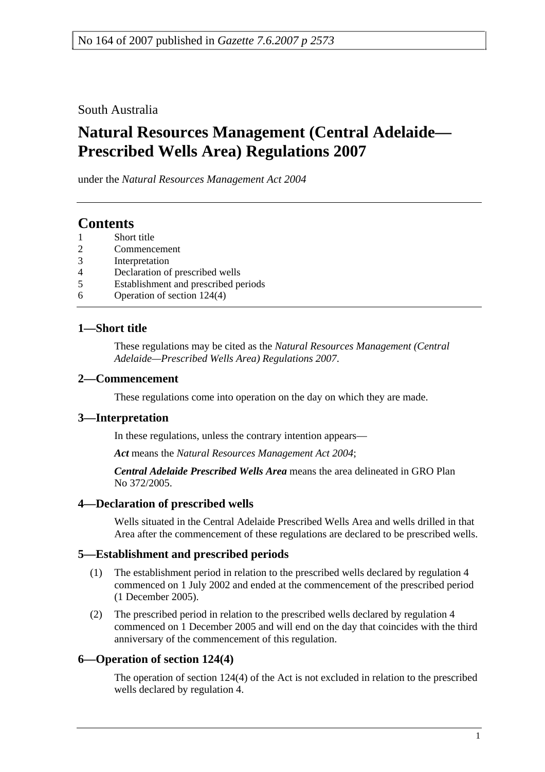No 164 of 2007 published in *Gazette 7.6.2007 p 2573*

South Australia

# Natural Resources Management (Central Adelaide—Prescribed Wells Area) Regulations 2007

under the *Natural Resources Management Act 2004*

## Contents

1 Short title
2 Commencement
3 Interpretation
4 Declaration of prescribed wells
5 Establishment and prescribed periods
6 Operation of section 124(4)

### 1—Short title

These regulations may be cited as the *Natural Resources Management (Central Adelaide—Prescribed Wells Area) Regulations 2007*.

### 2—Commencement

These regulations come into operation on the day on which they are made.

### 3—Interpretation

In these regulations, unless the contrary intention appears—

***Act*** means the *Natural Resources Management Act 2004*;

***Central Adelaide Prescribed Wells Area*** means the area delineated in GRO Plan No 372/2005.

### 4—Declaration of prescribed wells

Wells situated in the Central Adelaide Prescribed Wells Area and wells drilled in that Area after the commencement of these regulations are declared to be prescribed wells.

### 5—Establishment and prescribed periods

(1) The establishment period in relation to the prescribed wells declared by regulation 4 commenced on 1 July 2002 and ended at the commencement of the prescribed period (1 December 2005).

(2) The prescribed period in relation to the prescribed wells declared by regulation 4 commenced on 1 December 2005 and will end on the day that coincides with the third anniversary of the commencement of this regulation.

### 6—Operation of section 124(4)

The operation of section 124(4) of the Act is not excluded in relation to the prescribed wells declared by regulation 4.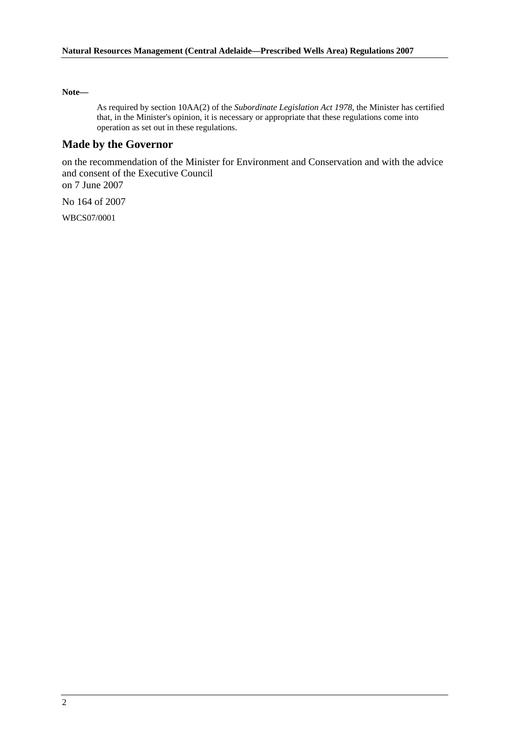**Note—**

As required by section 10AA(2) of the *Subordinate Legislation Act 1978*, the Minister has certified that, in the Minister's opinion, it is necessary or appropriate that these regulations come into operation as set out in these regulations.

## Made by the Governor

on the recommendation of the Minister for Environment and Conservation and with the advice and consent of the Executive Council
on 7 June 2007

No 164 of 2007

WBCS07/0001